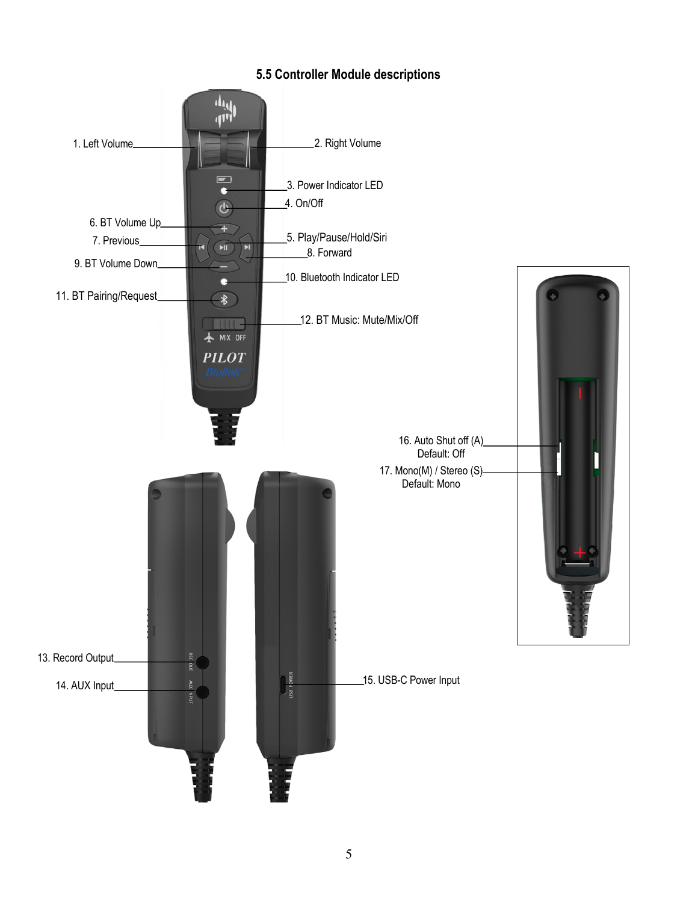## 5.5 Controller Module descriptions

1. Left Volume
2. Right Volume
3. Power Indicator LED
4. On/Off
5. Play/Pause/Hold/Siri
6. BT Volume Up
7. Previous
8. Forward
9. BT Volume Down
10. Bluetooth Indicator LED
11. BT Pairing/Request
12. BT Music: Mute/Mix/Off
13. Record Output
14. AUX Input
15. USB-C Power Input
16. Auto Shut off (A) Default: Off
17. Mono(M) / Stereo (S) Default: Mono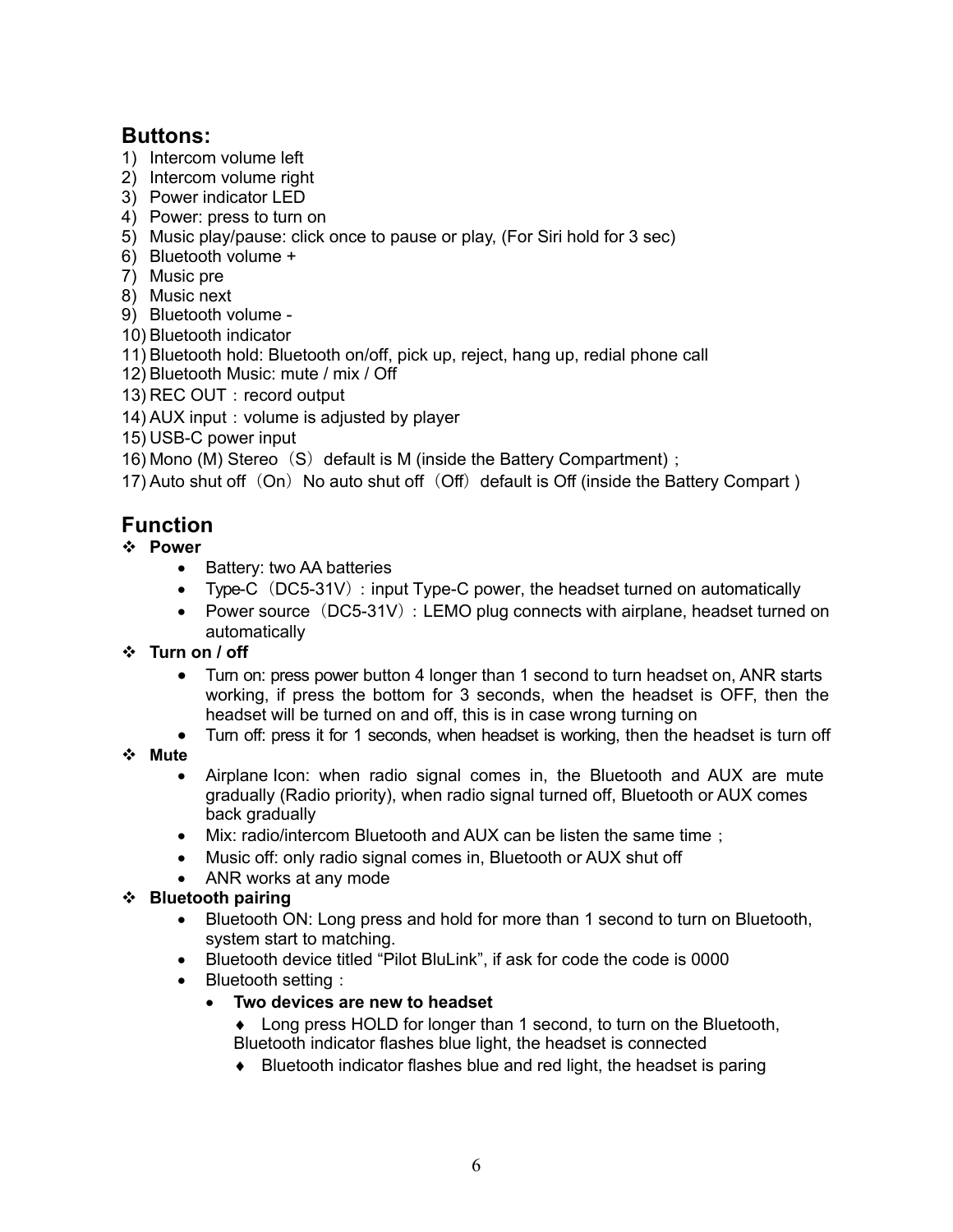## Buttons:

1) Intercom volume left
2) Intercom volume right
3) Power indicator LED
4) Power: press to turn on
5) Music play/pause: click once to pause or play, (For Siri hold for 3 sec)
6) Bluetooth volume +
7) Music pre
8) Music next
9) Bluetooth volume -
10) Bluetooth indicator
11) Bluetooth hold: Bluetooth on/off, pick up, reject, hang up, redial phone call
12) Bluetooth Music: mute / mix / Off
13) REC OUT：record output
14) AUX input：volume is adjusted by player
15) USB-C power input
16) Mono (M) Stereo（S）default is M (inside the Battery Compartment)；
17) Auto shut off（On）No auto shut off（Off）default is Off (inside the Battery Compart )

## Function

❖ **Power**
- Battery: two AA batteries
- Type-C（DC5-31V）: input Type-C power, the headset turned on automatically
- Power source（DC5-31V）: LEMO plug connects with airplane, headset turned on automatically

❖ **Turn on / off**
- Turn on: press power button 4 longer than 1 second to turn headset on, ANR starts working, if press the bottom for 3 seconds, when the headset is OFF, then the headset will be turned on and off, this is in case wrong turning on
- Turn off: press it for 1 seconds, when headset is working, then the headset is turn off

❖ **Mute**
- Airplane Icon: when radio signal comes in, the Bluetooth and AUX are mute gradually (Radio priority), when radio signal turned off, Bluetooth or AUX comes back gradually
- Mix: radio/intercom Bluetooth and AUX can be listen the same time；
- Music off: only radio signal comes in, Bluetooth or AUX shut off
- ANR works at any mode

❖ **Bluetooth pairing**
- Bluetooth ON: Long press and hold for more than 1 second to turn on Bluetooth, system start to matching.
- Bluetooth device titled “Pilot BluLink”, if ask for code the code is 0000
- Bluetooth setting：
  - **Two devices are new to headset**

    ♦ Long press HOLD for longer than 1 second, to turn on the Bluetooth, Bluetooth indicator flashes blue light, the headset is connected

    ♦ Bluetooth indicator flashes blue and red light, the headset is paring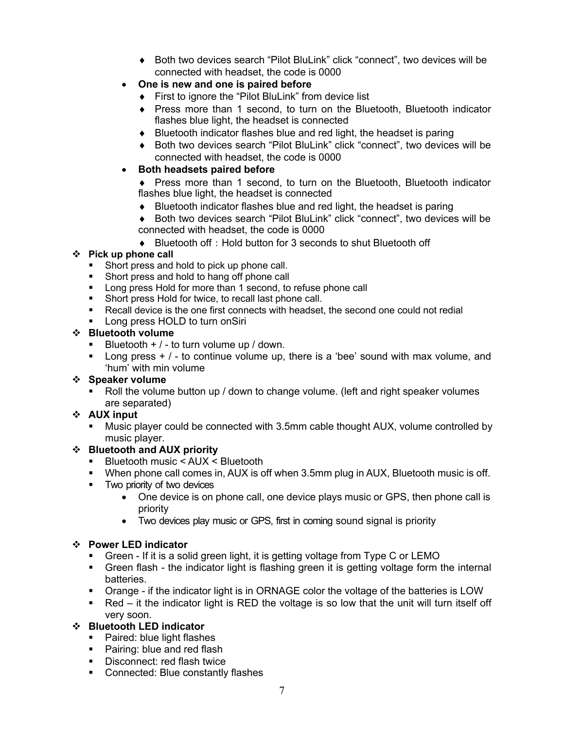- Both two devices search "Pilot BluLink" click "connect", two devices will be connected with headset, the code is 0000
- **One is new and one is paired before**
  - First to ignore the "Pilot BluLink" from device list
  - Press more than 1 second, to turn on the Bluetooth, Bluetooth indicator flashes blue light, the headset is connected
  - Bluetooth indicator flashes blue and red light, the headset is paring
  - Both two devices search "Pilot BluLink" click "connect", two devices will be connected with headset, the code is 0000
- **Both headsets paired before**
  - Press more than 1 second, to turn on the Bluetooth, Bluetooth indicator flashes blue light, the headset is connected
  - Bluetooth indicator flashes blue and red light, the headset is paring
  - Both two devices search "Pilot BluLink" click "connect", two devices will be connected with headset, the code is 0000
  - Bluetooth off：Hold button for 3 seconds to shut Bluetooth off

### Pick up phone call

- Short press and hold to pick up phone call.
- Short press and hold to hang off phone call
- Long press Hold for more than 1 second, to refuse phone call
- Short press Hold for twice, to recall last phone call.
- Recall device is the one first connects with headset, the second one could not redial
- Long press HOLD to turn onSiri

### Bluetooth volume

- Bluetooth + / - to turn volume up / down.
- Long press + / - to continue volume up, there is a 'bee' sound with max volume, and 'hum' with min volume

### Speaker volume

- Roll the volume button up / down to change volume. (left and right speaker volumes are separated)

### AUX input

- Music player could be connected with 3.5mm cable thought AUX, volume controlled by music player.

### Bluetooth and AUX priority

- Bluetooth music < AUX < Bluetooth
- When phone call comes in, AUX is off when 3.5mm plug in AUX, Bluetooth music is off.
- Two priority of two devices
  - One device is on phone call, one device plays music or GPS, then phone call is priority
  - Two devices play music or GPS, first in coming sound signal is priority

### Power LED indicator

- Green - If it is a solid green light, it is getting voltage from Type C or LEMO
- Green flash - the indicator light is flashing green it is getting voltage form the internal batteries.
- Orange - if the indicator light is in ORNAGE color the voltage of the batteries is LOW
- Red – it the indicator light is RED the voltage is so low that the unit will turn itself off very soon.

### Bluetooth LED indicator

- Paired: blue light flashes
- Pairing: blue and red flash
- Disconnect: red flash twice
- Connected: Blue constantly flashes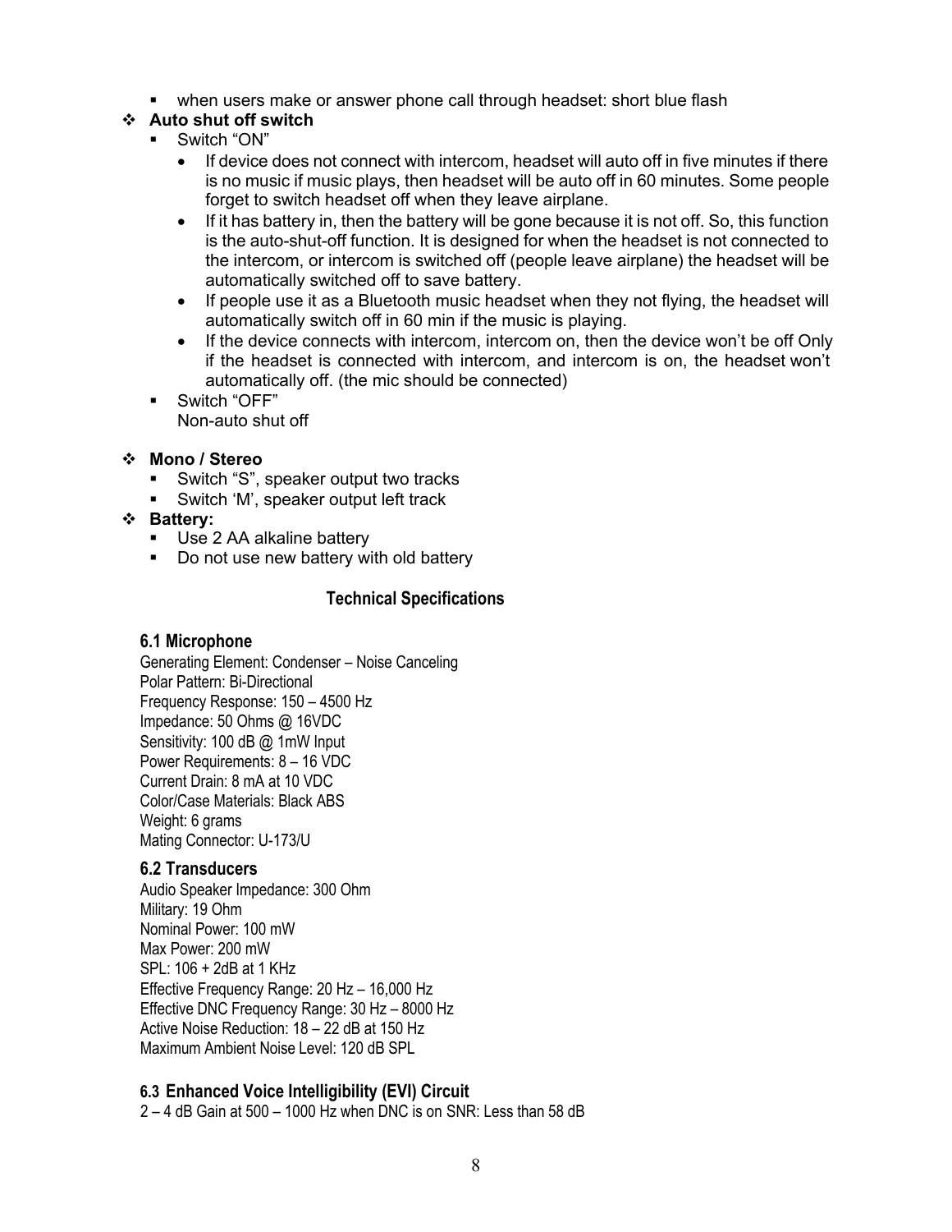- when users make or answer phone call through headset: short blue flash

- **Auto shut off switch**
  - Switch "ON"
    - If device does not connect with intercom, headset will auto off in five minutes if there is no music if music plays, then headset will be auto off in 60 minutes. Some people forget to switch headset off when they leave airplane.
    - If it has battery in, then the battery will be gone because it is not off. So, this function is the auto-shut-off function. It is designed for when the headset is not connected to the intercom, or intercom is switched off (people leave airplane) the headset will be automatically switched off to save battery.
    - If people use it as a Bluetooth music headset when they not flying, the headset will automatically switch off in 60 min if the music is playing.
    - If the device connects with intercom, intercom on, then the device won't be off Only if the headset is connected with intercom, and intercom is on, the headset won't automatically off. (the mic should be connected)
  - Switch "OFF"
    Non-auto shut off

- **Mono / Stereo**
  - Switch "S", speaker output two tracks
  - Switch 'M', speaker output left track
- **Battery:**
  - Use 2 AA alkaline battery
  - Do not use new battery with old battery

## Technical Specifications

### 6.1 Microphone

Generating Element: Condenser – Noise Canceling
Polar Pattern: Bi-Directional
Frequency Response: 150 – 4500 Hz
Impedance: 50 Ohms @ 16VDC
Sensitivity: 100 dB @ 1mW Input
Power Requirements: 8 – 16 VDC
Current Drain: 8 mA at 10 VDC
Color/Case Materials: Black ABS
Weight: 6 grams
Mating Connector: U-173/U

### 6.2 Transducers

Audio Speaker Impedance: 300 Ohm
Military: 19 Ohm
Nominal Power: 100 mW
Max Power: 200 mW
SPL: 106 + 2dB at 1 KHz
Effective Frequency Range: 20 Hz – 16,000 Hz
Effective DNC Frequency Range: 30 Hz – 8000 Hz
Active Noise Reduction: 18 – 22 dB at 150 Hz
Maximum Ambient Noise Level: 120 dB SPL

### 6.3 Enhanced Voice Intelligibility (EVI) Circuit

2 – 4 dB Gain at 500 – 1000 Hz when DNC is on SNR: Less than 58 dB